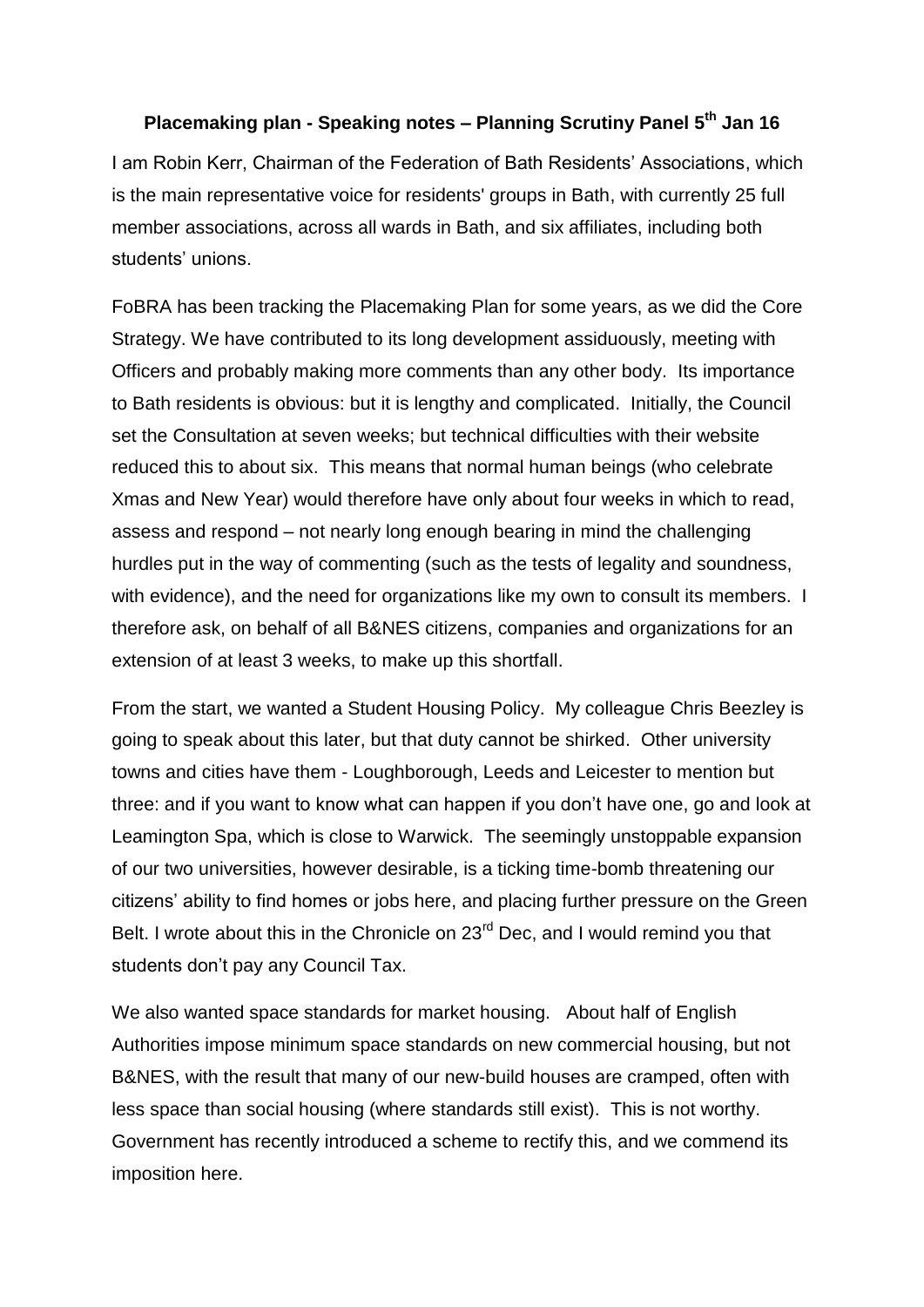# Placemaking plan - Speaking notes – Planning Scrutiny Panel 5th Jan 16

I am Robin Kerr, Chairman of the Federation of Bath Residents' Associations, which is the main representative voice for residents' groups in Bath, with currently 25 full member associations, across all wards in Bath, and six affiliates, including both students' unions.

FoBRA has been tracking the Placemaking Plan for some years, as we did the Core Strategy. We have contributed to its long development assiduously, meeting with Officers and probably making more comments than any other body. Its importance to Bath residents is obvious: but it is lengthy and complicated. Initially, the Council set the Consultation at seven weeks; but technical difficulties with their website reduced this to about six. This means that normal human beings (who celebrate Xmas and New Year) would therefore have only about four weeks in which to read, assess and respond – not nearly long enough bearing in mind the challenging hurdles put in the way of commenting (such as the tests of legality and soundness, with evidence), and the need for organizations like my own to consult its members. I therefore ask, on behalf of all B&NES citizens, companies and organizations for an extension of at least 3 weeks, to make up this shortfall.

From the start, we wanted a Student Housing Policy. My colleague Chris Beezley is going to speak about this later, but that duty cannot be shirked. Other university towns and cities have them - Loughborough, Leeds and Leicester to mention but three: and if you want to know what can happen if you don't have one, go and look at Leamington Spa, which is close to Warwick. The seemingly unstoppable expansion of our two universities, however desirable, is a ticking time-bomb threatening our citizens' ability to find homes or jobs here, and placing further pressure on the Green Belt. I wrote about this in the Chronicle on 23rd Dec, and I would remind you that students don't pay any Council Tax.

We also wanted space standards for market housing. About half of English Authorities impose minimum space standards on new commercial housing, but not B&NES, with the result that many of our new-build houses are cramped, often with less space than social housing (where standards still exist). This is not worthy. Government has recently introduced a scheme to rectify this, and we commend its imposition here.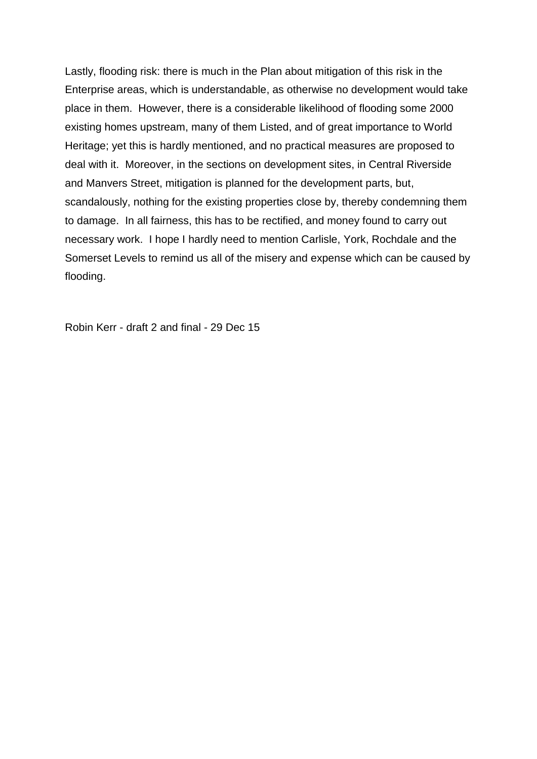Lastly, flooding risk: there is much in the Plan about mitigation of this risk in the Enterprise areas, which is understandable, as otherwise no development would take place in them. However, there is a considerable likelihood of flooding some 2000 existing homes upstream, many of them Listed, and of great importance to World Heritage; yet this is hardly mentioned, and no practical measures are proposed to deal with it. Moreover, in the sections on development sites, in Central Riverside and Manvers Street, mitigation is planned for the development parts, but, scandalously, nothing for the existing properties close by, thereby condemning them to damage. In all fairness, this has to be rectified, and money found to carry out necessary work. I hope I hardly need to mention Carlisle, York, Rochdale and the Somerset Levels to remind us all of the misery and expense which can be caused by flooding.

Robin Kerr - draft 2 and final - 29 Dec 15